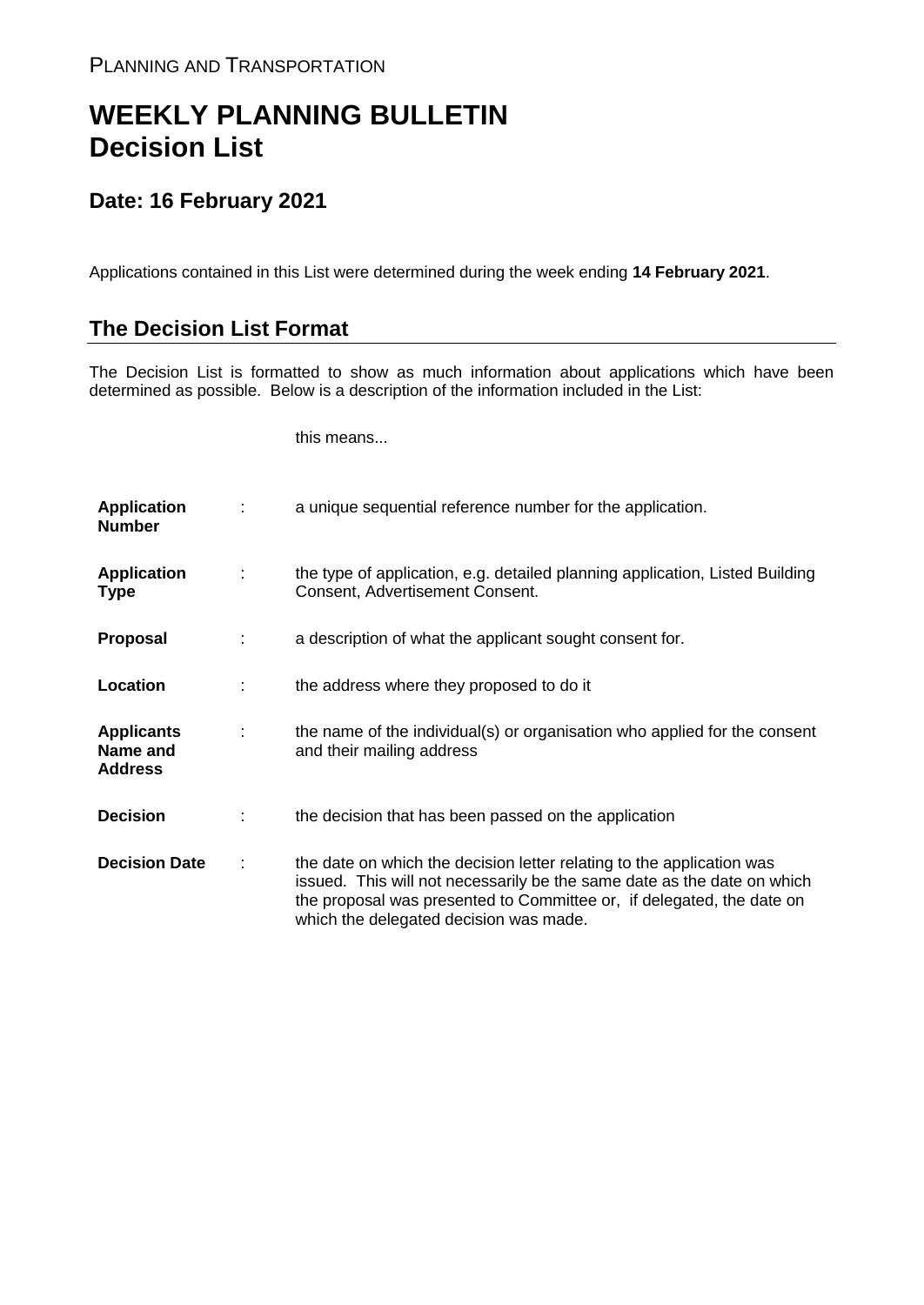PLANNING AND TRANSPORTATION

# WEEKLY PLANNING BULLETIN
# Decision List

## Date: 16 February 2021

Applications contained in this List were determined during the week ending **14 February 2021**.

## The Decision List Format

The Decision List is formatted to show as much information about applications which have been determined as possible. Below is a description of the information included in the List:

| | | this means... |
|---|---|---|
| **Application Number** | : | a unique sequential reference number for the application. |
| **Application Type** | : | the type of application, e.g. detailed planning application, Listed Building Consent, Advertisement Consent. |
| **Proposal** | : | a description of what the applicant sought consent for. |
| **Location** | : | the address where they proposed to do it |
| **Applicants Name and Address** | : | the name of the individual(s) or organisation who applied for the consent and their mailing address |
| **Decision** | : | the decision that has been passed on the application |
| **Decision Date** | : | the date on which the decision letter relating to the application was issued. This will not necessarily be the same date as the date on which the proposal was presented to Committee or, if delegated, the date on which the delegated decision was made. |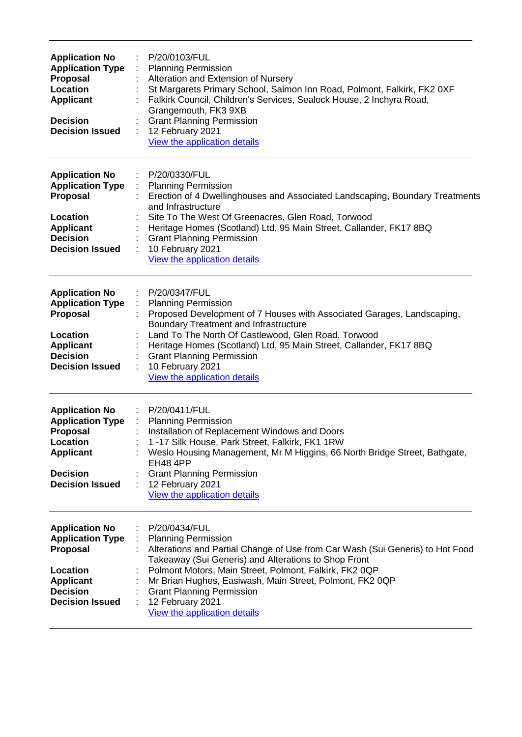---

| | | |
|---|---|---|
| **Application No** | : | P/20/0103/FUL |
| **Application Type** | : | Planning Permission |
| **Proposal** | : | Alteration and Extension of Nursery |
| **Location** | : | St Margarets Primary School, Salmon Inn Road, Polmont, Falkirk, FK2 0XF |
| **Applicant** | : | Falkirk Council, Children's Services, Sealock House, 2 Inchyra Road, Grangemouth, FK3 9XB |
| **Decision** | : | Grant Planning Permission |
| **Decision Issued** | : | 12 February 2021 |
| | | View the application details |

---

| | | |
|---|---|---|
| **Application No** | : | P/20/0330/FUL |
| **Application Type** | : | Planning Permission |
| **Proposal** | : | Erection of 4 Dwellinghouses and Associated Landscaping, Boundary Treatments and Infrastructure |
| **Location** | : | Site To The West Of Greenacres, Glen Road, Torwood |
| **Applicant** | : | Heritage Homes (Scotland) Ltd, 95 Main Street, Callander, FK17 8BQ |
| **Decision** | : | Grant Planning Permission |
| **Decision Issued** | : | 10 February 2021 |
| | | View the application details |

---

| | | |
|---|---|---|
| **Application No** | : | P/20/0347/FUL |
| **Application Type** | : | Planning Permission |
| **Proposal** | : | Proposed Development of 7 Houses with Associated Garages, Landscaping, Boundary Treatment and Infrastructure |
| **Location** | : | Land To The North Of Castlewood, Glen Road, Torwood |
| **Applicant** | : | Heritage Homes (Scotland) Ltd, 95 Main Street, Callander, FK17 8BQ |
| **Decision** | : | Grant Planning Permission |
| **Decision Issued** | : | 10 February 2021 |
| | | View the application details |

---

| | | |
|---|---|---|
| **Application No** | : | P/20/0411/FUL |
| **Application Type** | : | Planning Permission |
| **Proposal** | : | Installation of Replacement Windows and Doors |
| **Location** | : | 1 -17 Silk House, Park Street, Falkirk, FK1 1RW |
| **Applicant** | : | Weslo Housing Management, Mr M Higgins, 66 North Bridge Street, Bathgate, EH48 4PP |
| **Decision** | : | Grant Planning Permission |
| **Decision Issued** | : | 12 February 2021 |
| | | View the application details |

---

| | | |
|---|---|---|
| **Application No** | : | P/20/0434/FUL |
| **Application Type** | : | Planning Permission |
| **Proposal** | : | Alterations and Partial Change of Use from Car Wash (Sui Generis) to Hot Food Takeaway (Sui Generis) and Alterations to Shop Front |
| **Location** | : | Polmont Motors, Main Street, Polmont, Falkirk, FK2 0QP |
| **Applicant** | : | Mr Brian Hughes, Easiwash, Main Street, Polmont, FK2 0QP |
| **Decision** | : | Grant Planning Permission |
| **Decision Issued** | : | 12 February 2021 |
| | | View the application details |

---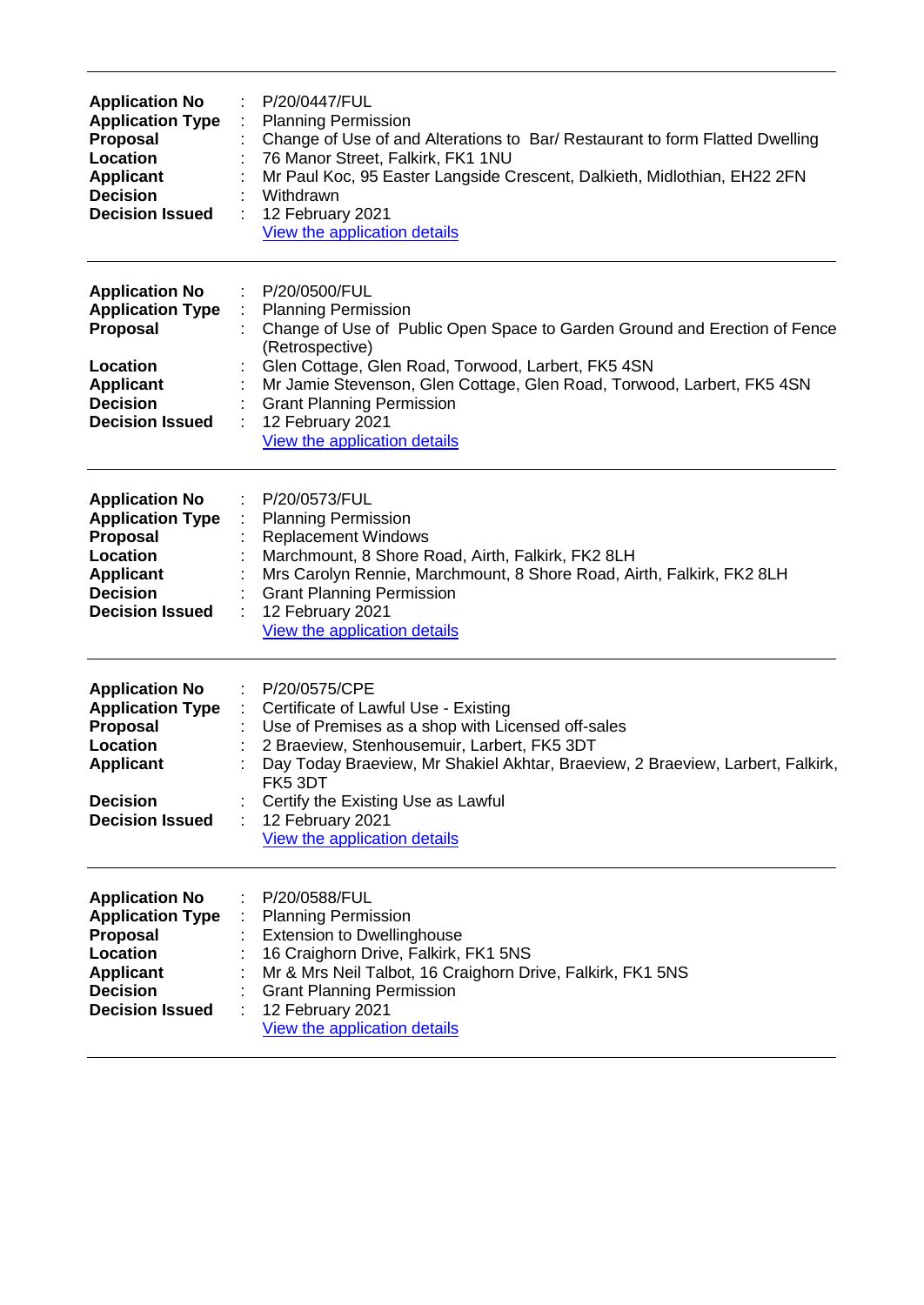---

| | | |
|---|---|---|
| **Application No** | : | P/20/0447/FUL |
| **Application Type** | : | Planning Permission |
| **Proposal** | : | Change of Use of and Alterations to Bar/ Restaurant to form Flatted Dwelling |
| **Location** | : | 76 Manor Street, Falkirk, FK1 1NU |
| **Applicant** | : | Mr Paul Koc, 95 Easter Langside Crescent, Dalkieth, Midlothian, EH22 2FN |
| **Decision** | : | Withdrawn |
| **Decision Issued** | : | 12 February 2021 |
| | | View the application details |

---

| | | |
|---|---|---|
| **Application No** | : | P/20/0500/FUL |
| **Application Type** | : | Planning Permission |
| **Proposal** | : | Change of Use of Public Open Space to Garden Ground and Erection of Fence (Retrospective) |
| **Location** | : | Glen Cottage, Glen Road, Torwood, Larbert, FK5 4SN |
| **Applicant** | : | Mr Jamie Stevenson, Glen Cottage, Glen Road, Torwood, Larbert, FK5 4SN |
| **Decision** | : | Grant Planning Permission |
| **Decision Issued** | : | 12 February 2021 |
| | | View the application details |

---

| | | |
|---|---|---|
| **Application No** | : | P/20/0573/FUL |
| **Application Type** | : | Planning Permission |
| **Proposal** | : | Replacement Windows |
| **Location** | : | Marchmount, 8 Shore Road, Airth, Falkirk, FK2 8LH |
| **Applicant** | : | Mrs Carolyn Rennie, Marchmount, 8 Shore Road, Airth, Falkirk, FK2 8LH |
| **Decision** | : | Grant Planning Permission |
| **Decision Issued** | : | 12 February 2021 |
| | | View the application details |

---

| | | |
|---|---|---|
| **Application No** | : | P/20/0575/CPE |
| **Application Type** | : | Certificate of Lawful Use - Existing |
| **Proposal** | : | Use of Premises as a shop with Licensed off-sales |
| **Location** | : | 2 Braeview, Stenhousemuir, Larbert, FK5 3DT |
| **Applicant** | : | Day Today Braeview, Mr Shakiel Akhtar, Braeview, 2 Braeview, Larbert, Falkirk, FK5 3DT |
| **Decision** | : | Certify the Existing Use as Lawful |
| **Decision Issued** | : | 12 February 2021 |
| | | View the application details |

---

| | | |
|---|---|---|
| **Application No** | : | P/20/0588/FUL |
| **Application Type** | : | Planning Permission |
| **Proposal** | : | Extension to Dwellinghouse |
| **Location** | : | 16 Craighorn Drive, Falkirk, FK1 5NS |
| **Applicant** | : | Mr & Mrs Neil Talbot, 16 Craighorn Drive, Falkirk, FK1 5NS |
| **Decision** | : | Grant Planning Permission |
| **Decision Issued** | : | 12 February 2021 |
| | | View the application details |

---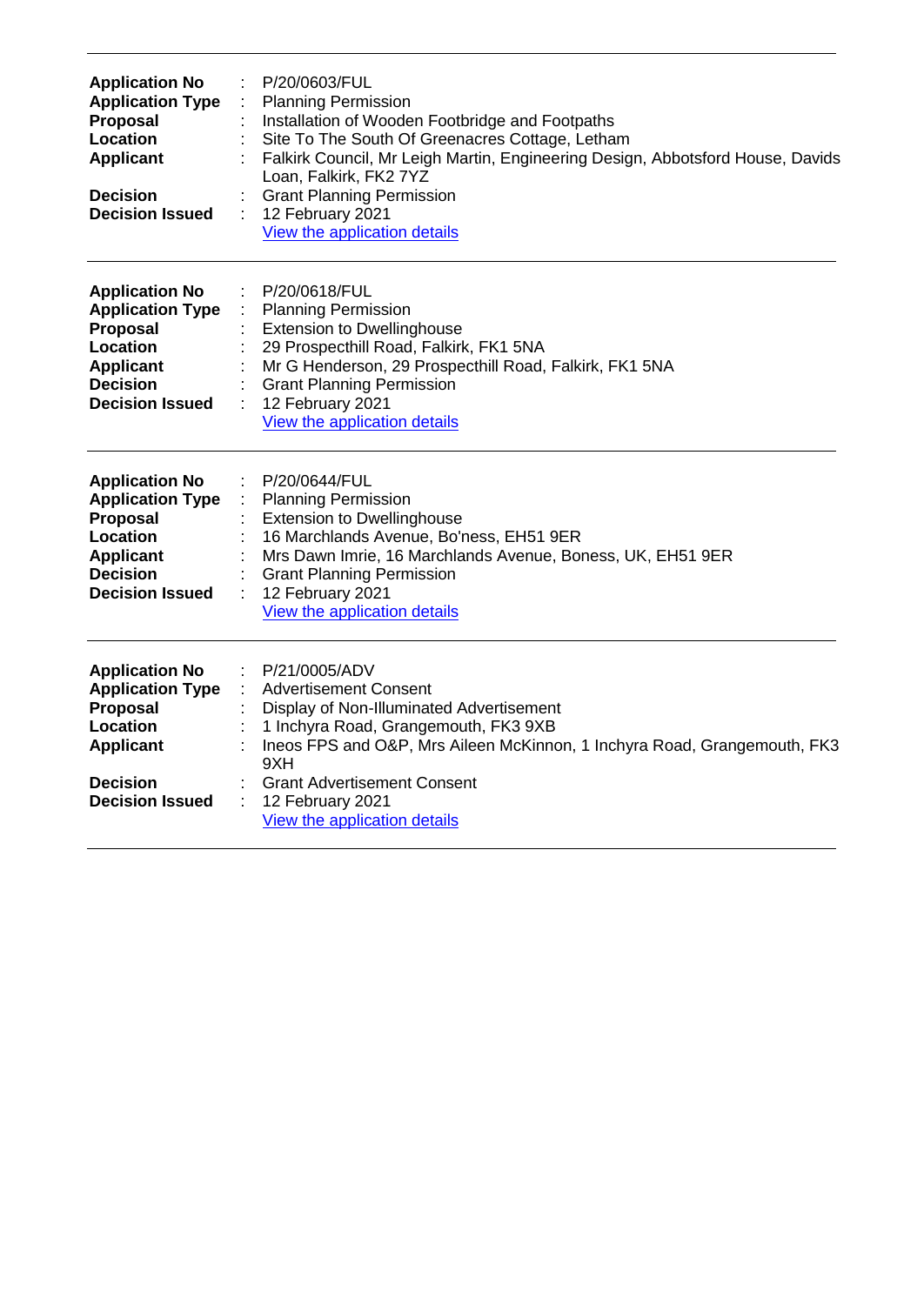---

| | | |
|---|---|---|
| **Application No** | : | P/20/0603/FUL |
| **Application Type** | : | Planning Permission |
| **Proposal** | : | Installation of Wooden Footbridge and Footpaths |
| **Location** | : | Site To The South Of Greenacres Cottage, Letham |
| **Applicant** | : | Falkirk Council, Mr Leigh Martin, Engineering Design, Abbotsford House, Davids Loan, Falkirk, FK2 7YZ |
| **Decision** | : | Grant Planning Permission |
| **Decision Issued** | : | 12 February 2021 |
| | | View the application details |

---

| | | |
|---|---|---|
| **Application No** | : | P/20/0618/FUL |
| **Application Type** | : | Planning Permission |
| **Proposal** | : | Extension to Dwellinghouse |
| **Location** | : | 29 Prospecthill Road, Falkirk, FK1 5NA |
| **Applicant** | : | Mr G Henderson, 29 Prospecthill Road, Falkirk, FK1 5NA |
| **Decision** | : | Grant Planning Permission |
| **Decision Issued** | : | 12 February 2021 |
| | | View the application details |

---

| | | |
|---|---|---|
| **Application No** | : | P/20/0644/FUL |
| **Application Type** | : | Planning Permission |
| **Proposal** | : | Extension to Dwellinghouse |
| **Location** | : | 16 Marchlands Avenue, Bo'ness, EH51 9ER |
| **Applicant** | : | Mrs Dawn Imrie, 16 Marchlands Avenue, Boness, UK, EH51 9ER |
| **Decision** | : | Grant Planning Permission |
| **Decision Issued** | : | 12 February 2021 |
| | | View the application details |

---

| | | |
|---|---|---|
| **Application No** | : | P/21/0005/ADV |
| **Application Type** | : | Advertisement Consent |
| **Proposal** | : | Display of Non-Illuminated Advertisement |
| **Location** | : | 1 Inchyra Road, Grangemouth, FK3 9XB |
| **Applicant** | : | Ineos FPS and O&P, Mrs Aileen McKinnon, 1 Inchyra Road, Grangemouth, FK3 9XH |
| **Decision** | : | Grant Advertisement Consent |
| **Decision Issued** | : | 12 February 2021 |
| | | View the application details |

---